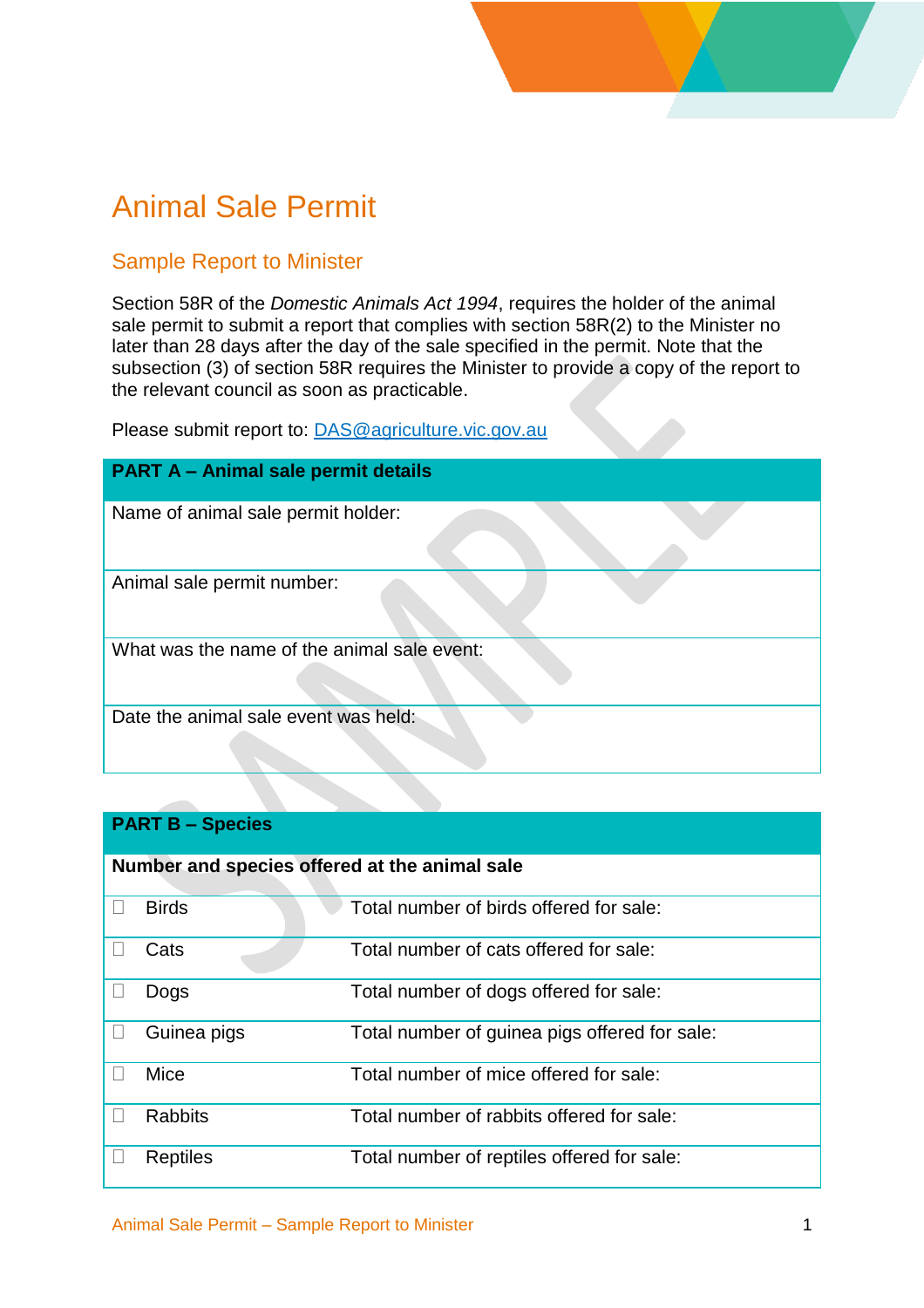# Animal Sale Permit

## Sample Report to Minister

Section 58R of the *Domestic Animals Act 1994*, requires the holder of the animal sale permit to submit a report that complies with section 58R(2) to the Minister no later than 28 days after the day of the sale specified in the permit. Note that the subsection (3) of section 58R requires the Minister to provide a copy of the report to the relevant council as soon as practicable.

Please submit report to: DAS@agriculture.vic.gov.au

| **PART A – Animal sale permit details** |
|---|
| Name of animal sale permit holder: |
| Animal sale permit number: |
| What was the name of the animal sale event: |
| Date the animal sale event was held: |

| **PART B – Species** | | |
|---|---|---|
| **Number and species offered at the animal sale** | | |
| ☐ | Birds | Total number of birds offered for sale: |
| ☐ | Cats | Total number of cats offered for sale: |
| ☐ | Dogs | Total number of dogs offered for sale: |
| ☐ | Guinea pigs | Total number of guinea pigs offered for sale: |
| ☐ | Mice | Total number of mice offered for sale: |
| ☐ | Rabbits | Total number of rabbits offered for sale: |
| ☐ | Reptiles | Total number of reptiles offered for sale: |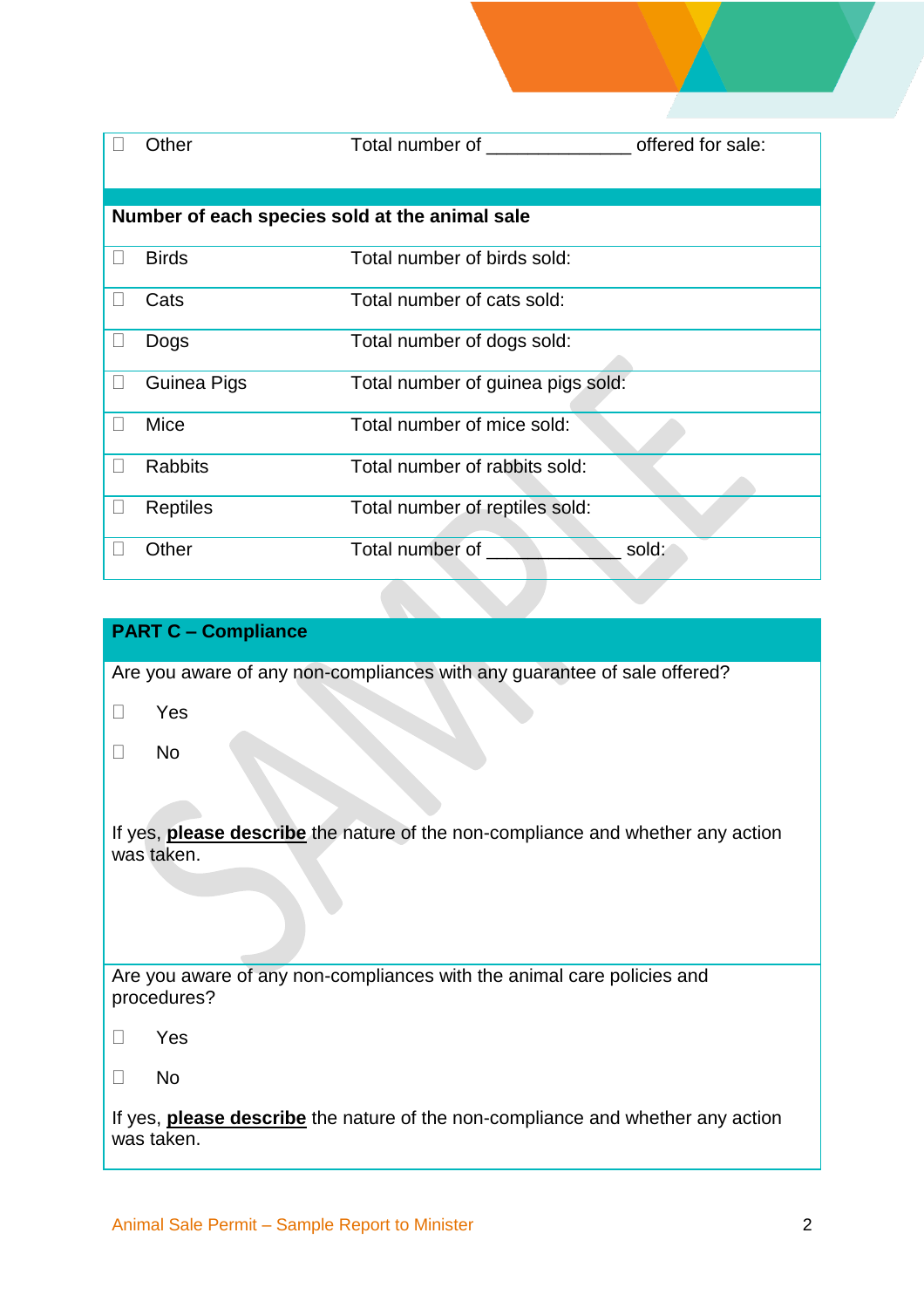| | | |
|---|---|---|
| ☐ | Other | Total number of ______________ offered for sale: |

| Number of each species sold at the animal sale | | |
|---|---|---|
| ☐ | Birds | Total number of birds sold: |
| ☐ | Cats | Total number of cats sold: |
| ☐ | Dogs | Total number of dogs sold: |
| ☐ | Guinea Pigs | Total number of guinea pigs sold: |
| ☐ | Mice | Total number of mice sold: |
| ☐ | Rabbits | Total number of rabbits sold: |
| ☐ | Reptiles | Total number of reptiles sold: |
| ☐ | Other | Total number of _____________ sold: |

## PART C – Compliance

Are you aware of any non-compliances with any guarantee of sale offered?

☐ Yes

☐ No

If yes, **please describe** the nature of the non-compliance and whether any action was taken.

Are you aware of any non-compliances with the animal care policies and procedures?

☐ Yes

☐ No

If yes, **please describe** the nature of the non-compliance and whether any action was taken.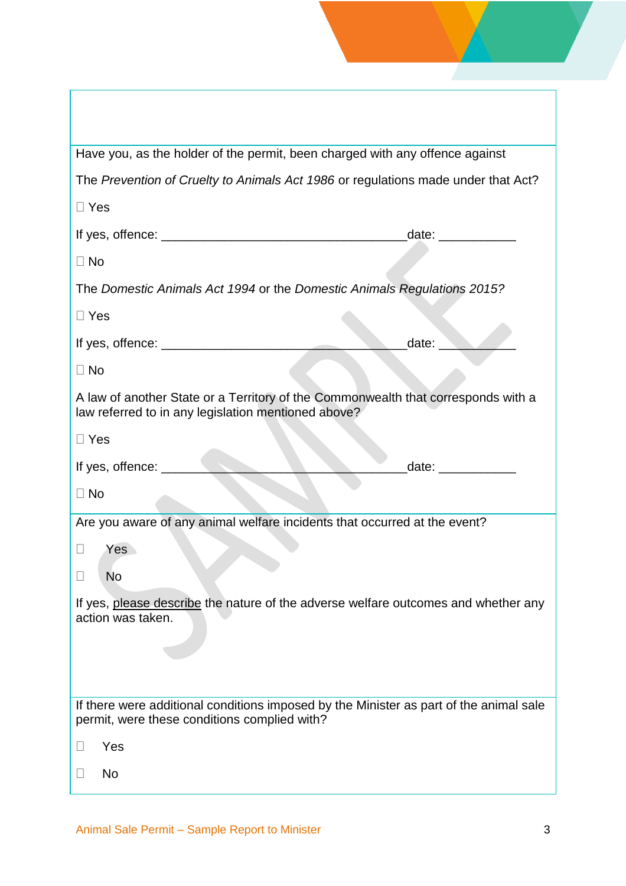Have you, as the holder of the permit, been charged with any offence against

The *Prevention of Cruelty to Animals Act 1986* or regulations made under that Act?

☐ Yes

If yes, offence: ____________________________________date: ___________

☐ No

The *Domestic Animals Act 1994* or the *Domestic Animals Regulations 2015?*

☐ Yes

If yes, offence: ____________________________________date: ___________

☐ No

A law of another State or a Territory of the Commonwealth that corresponds with a law referred to in any legislation mentioned above?

☐ Yes

If yes, offence: ____________________________________date: ___________

☐ No

---

Are you aware of any animal welfare incidents that occurred at the event?

☐ Yes

☐ No

If yes, please describe the nature of the adverse welfare outcomes and whether any action was taken.

---

If there were additional conditions imposed by the Minister as part of the animal sale permit, were these conditions complied with?

☐ Yes

☐ No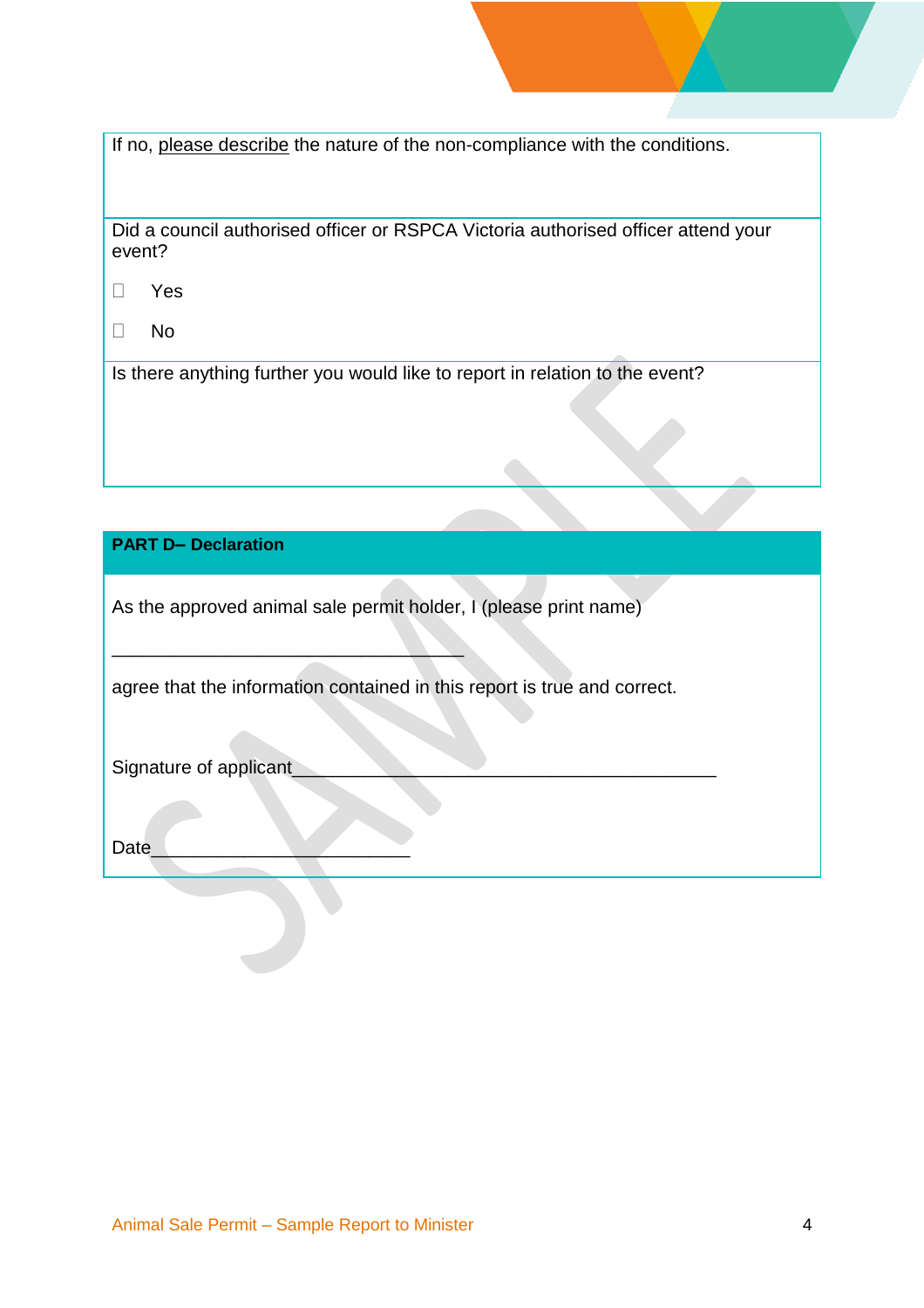If no, please describe the nature of the non-compliance with the conditions.

Did a council authorised officer or RSPCA Victoria authorised officer attend your event?

☐ Yes

☐ No

Is there anything further you would like to report in relation to the event?

## PART D– Declaration

As the approved animal sale permit holder, I (please print name)

___________________________________

agree that the information contained in this report is true and correct.

Signature of applicant__________________________________________

Date_________________________